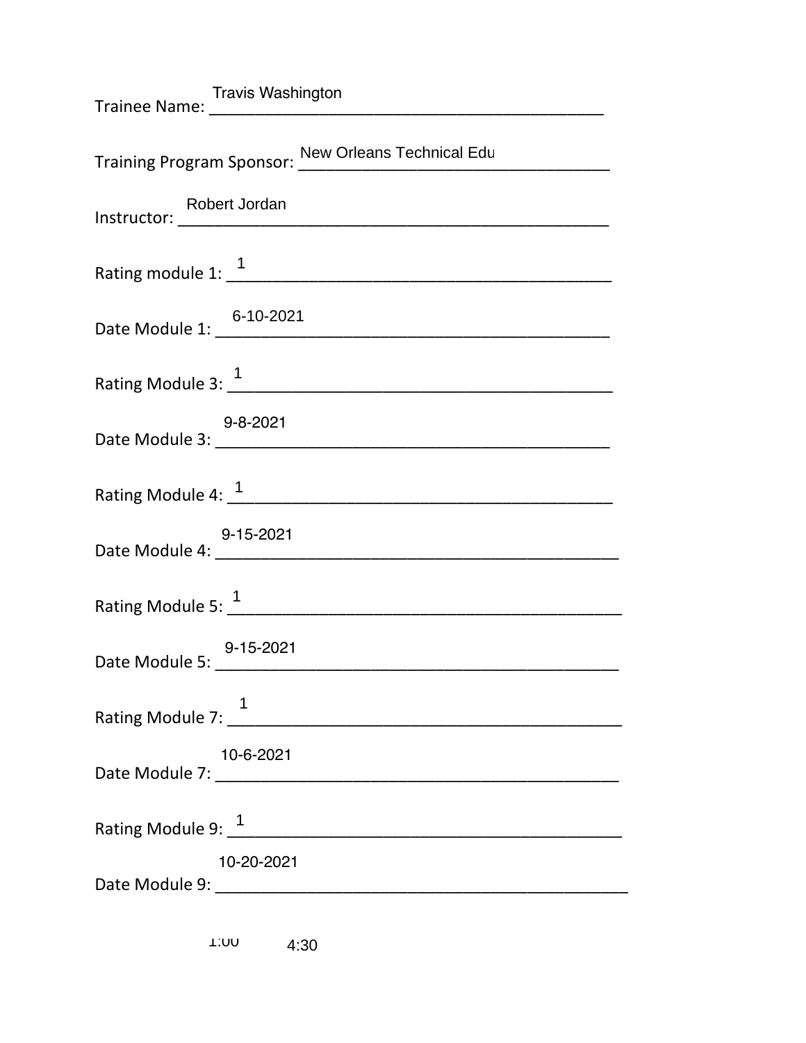Trainee Name: Travis Washington

Training Program Sponsor: New Orleans Technical Edu

Instructor: Robert Jordan

Rating module 1: 1

Date Module 1: 6-10-2021

Rating Module 3: 1

Date Module 3: 9-8-2021

Rating Module 4: 1

Date Module 4: 9-15-2021

Rating Module 5: 1

Date Module 5: 9-15-2021

Rating Module 7: 1

Date Module 7: 10-6-2021

Rating Module 9: 1

Date Module 9: 10-20-2021

1:00 4:30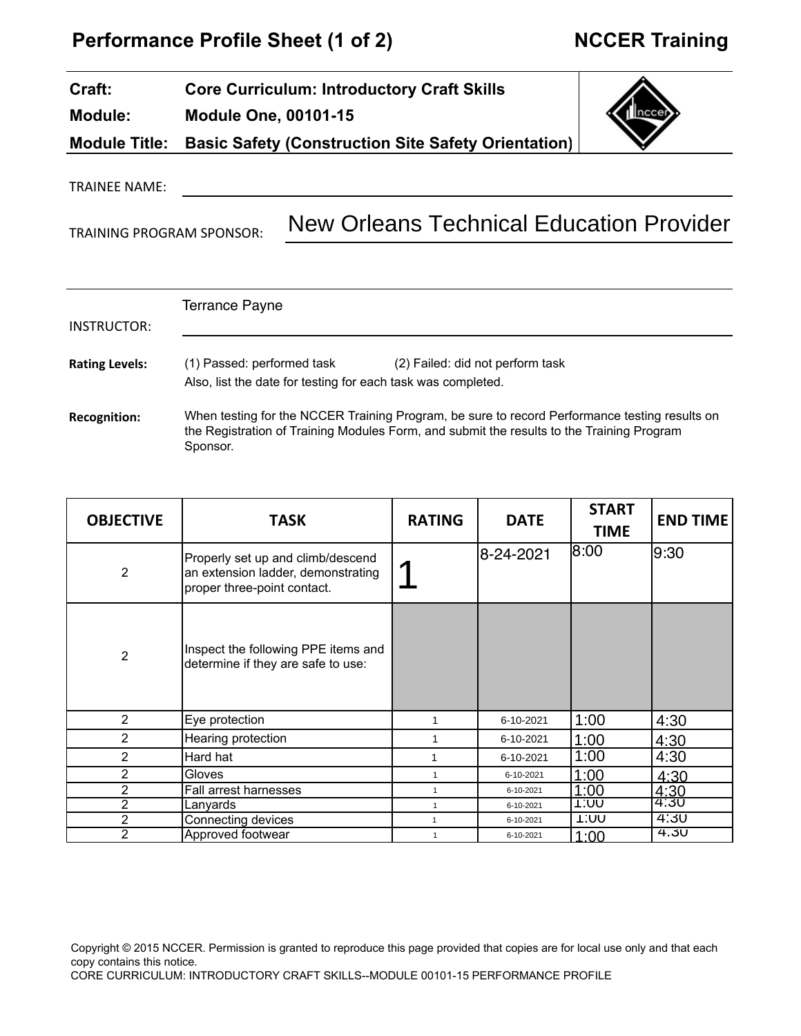# Performance Profile Sheet (1 of 2)

**NCCER Training**

| | |
|---|---|
| **Craft:** | **Core Curriculum: Introductory Craft Skills** |
| **Module:** | **Module One, 00101-15** |
| **Module Title:** | **Basic Safety (Construction Site Safety Orientation)** |

TRAINEE NAME: ______________________

TRAINING PROGRAM SPONSOR: New Orleans Technical Education Provider

INSTRUCTOR: Terrance Payne

**Rating Levels:** (1) Passed: performed task (2) Failed: did not perform task
Also, list the date for testing for each task was completed.

**Recognition:** When testing for the NCCER Training Program, be sure to record Performance testing results on the Registration of Training Modules Form, and submit the results to the Training Program Sponsor.

| OBJECTIVE | TASK | RATING | DATE | START TIME | END TIME |
|---|---|---|---|---|---|
| 2 | Properly set up and climb/descend an extension ladder, demonstrating proper three-point contact. | 1 | 8-24-2021 | 8:00 | 9:30 |
| 2 | Inspect the following PPE items and determine if they are safe to use: | | | | |
| 2 | Eye protection | 1 | 6-10-2021 | 1:00 | 4:30 |
| 2 | Hearing protection | 1 | 6-10-2021 | 1:00 | 4:30 |
| 2 | Hard hat | 1 | 6-10-2021 | 1:00 | 4:30 |
| 2 | Gloves | 1 | 6-10-2021 | 1:00 | 4:30 |
| 2 | Fall arrest harnesses | 1 | 6-10-2021 | 1:00 | 4:30 |
| 2 | Lanyards | 1 | 6-10-2021 | 1:00 | 4:30 |
| 2 | Connecting devices | 1 | 6-10-2021 | 1:00 | 4:30 |
| 2 | Approved footwear | 1 | 6-10-2021 | 1:00 | 4:30 |

Copyright © 2015 NCCER. Permission is granted to reproduce this page provided that copies are for local use only and that each copy contains this notice.
CORE CURRICULUM: INTRODUCTORY CRAFT SKILLS--MODULE 00101-15 PERFORMANCE PROFILE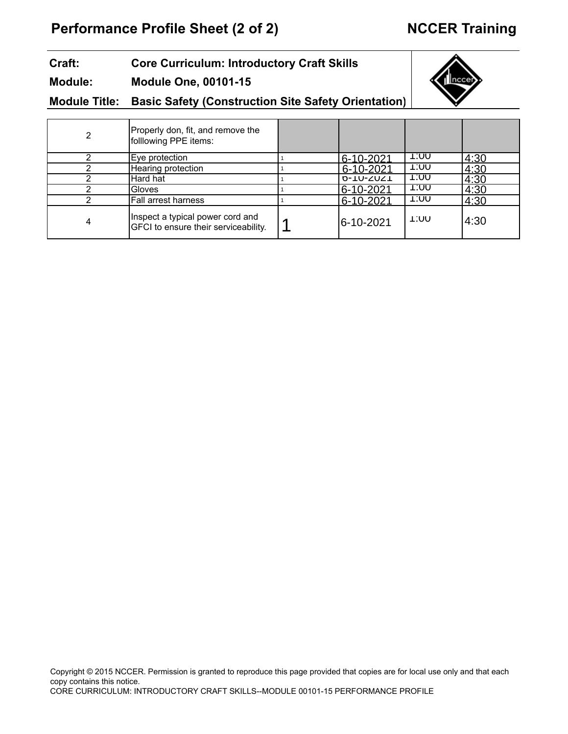## Performance Profile Sheet (2 of 2)

**NCCER Training**

**Craft:** Core Curriculum: Introductory Craft Skills

**Module:** Module One, 00101-15

**Module Title:** Basic Safety (Construction Site Safety Orientation)

| | | | | | |
|---|---|---|---|---|---|
| 2 | Properly don, fit, and remove the folllowing PPE items: | | | | |
| 2 | Eye protection | 1 | 6-10-2021 | 1:00 | 4:30 |
| 2 | Hearing protection | 1 | 6-10-2021 | 1:00 | 4:30 |
| 2 | Hard hat | 1 | 6-10-2021 | 1:00 | 4:30 |
| 2 | Gloves | 1 | 6-10-2021 | 1:00 | 4:30 |
| 2 | Fall arrest harness | 1 | 6-10-2021 | 1:00 | 4:30 |
| 4 | Inspect a typical power cord and GFCI to ensure their serviceability. | 1 | 6-10-2021 | 1:00 | 4:30 |

Copyright © 2015 NCCER. Permission is granted to reproduce this page provided that copies are for local use only and that each copy contains this notice.
CORE CURRICULUM: INTRODUCTORY CRAFT SKILLS--MODULE 00101-15 PERFORMANCE PROFILE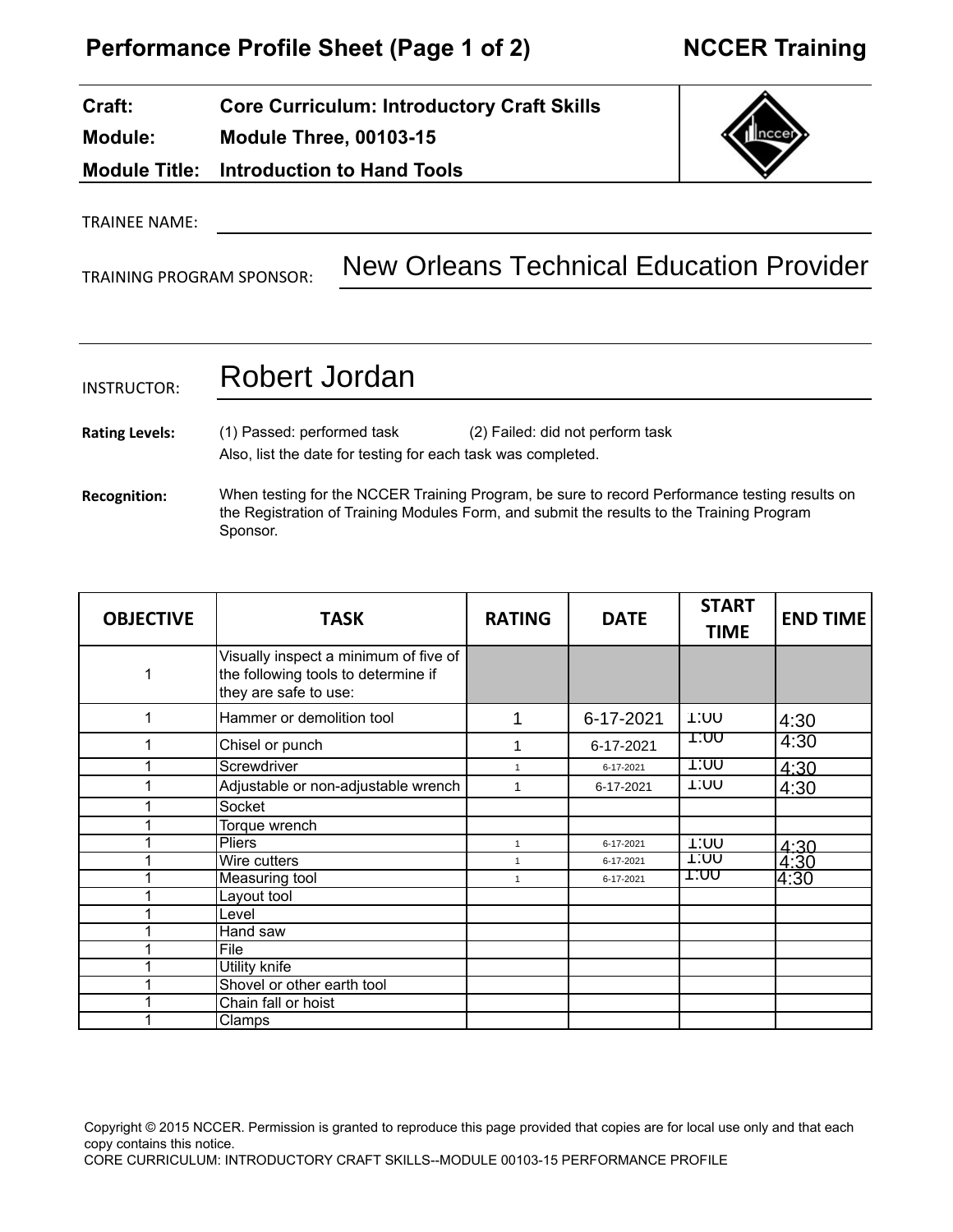# Performance Profile Sheet (Page 1 of 2) — NCCER Training

**Craft:** Core Curriculum: Introductory Craft Skills

**Module:** Module Three, 00103-15

**Module Title:** Introduction to Hand Tools

TRAINEE NAME: ____________________

TRAINING PROGRAM SPONSOR: New Orleans Technical Education Provider

INSTRUCTOR: Robert Jordan

**Rating Levels:** (1) Passed: performed task (2) Failed: did not perform task
Also, list the date for testing for each task was completed.

**Recognition:** When testing for the NCCER Training Program, be sure to record Performance testing results on the Registration of Training Modules Form, and submit the results to the Training Program Sponsor.

| OBJECTIVE | TASK | RATING | DATE | START TIME | END TIME |
|---|---|---|---|---|---|
| 1 | Visually inspect a minimum of five of the following tools to determine if they are safe to use: | | | | |
| 1 | Hammer or demolition tool | 1 | 6-17-2021 | 1:00 | 4:30 |
| 1 | Chisel or punch | 1 | 6-17-2021 | 1:00 | 4:30 |
| 1 | Screwdriver | 1 | 6-17-2021 | 1:00 | 4:30 |
| 1 | Adjustable or non-adjustable wrench | 1 | 6-17-2021 | 1:00 | 4:30 |
| 1 | Socket | | | | |
| 1 | Torque wrench | | | | |
| 1 | Pliers | 1 | 6-17-2021 | 1:00 | 4:30 |
| 1 | Wire cutters | 1 | 6-17-2021 | 1:00 | 4:30 |
| 1 | Measuring tool | 1 | 6-17-2021 | 1:00 | 4:30 |
| 1 | Layout tool | | | | |
| 1 | Level | | | | |
| 1 | Hand saw | | | | |
| 1 | File | | | | |
| 1 | Utility knife | | | | |
| 1 | Shovel or other earth tool | | | | |
| 1 | Chain fall or hoist | | | | |
| 1 | Clamps | | | | |

Copyright © 2015 NCCER. Permission is granted to reproduce this page provided that copies are for local use only and that each copy contains this notice.
CORE CURRICULUM: INTRODUCTORY CRAFT SKILLS--MODULE 00103-15 PERFORMANCE PROFILE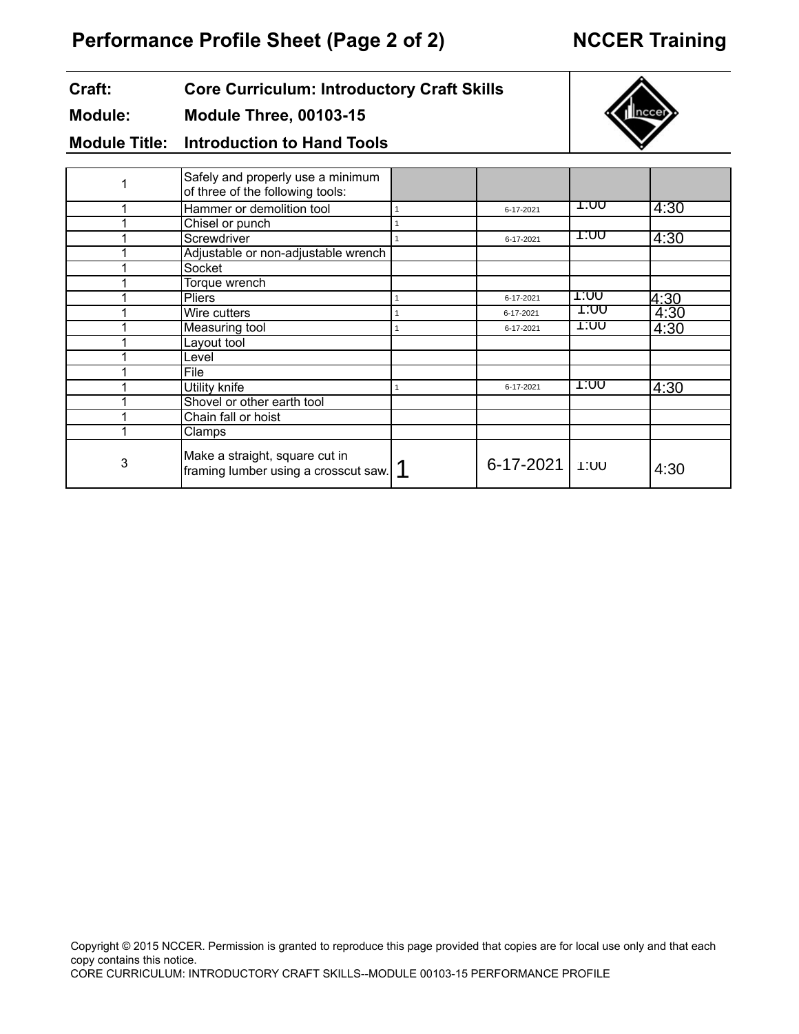# Performance Profile Sheet (Page 2 of 2)

**NCCER Training**

**Craft:** Core Curriculum: Introductory Craft Skills

**Module:** Module Three, 00103-15

**Module Title:** Introduction to Hand Tools

| | | | | | |
|---|---|---|---|---|---|
| 1 | Safely and properly use a minimum of three of the following tools: | | | | |
| 1 | Hammer or demolition tool | 1 | 6-17-2021 | 1:00 | 4:30 |
| 1 | Chisel or punch | 1 | | | |
| 1 | Screwdriver | 1 | 6-17-2021 | 1:00 | 4:30 |
| 1 | Adjustable or non-adjustable wrench | | | | |
| 1 | Socket | | | | |
| 1 | Torque wrench | | | | |
| 1 | Pliers | 1 | 6-17-2021 | 1:00 | 4:30 |
| 1 | Wire cutters | 1 | 6-17-2021 | 1:00 | 4:30 |
| 1 | Measuring tool | 1 | 6-17-2021 | 1:00 | 4:30 |
| 1 | Layout tool | | | | |
| 1 | Level | | | | |
| 1 | File | | | | |
| 1 | Utility knife | 1 | 6-17-2021 | 1:00 | 4:30 |
| 1 | Shovel or other earth tool | | | | |
| 1 | Chain fall or hoist | | | | |
| 1 | Clamps | | | | |
| 3 | Make a straight, square cut in framing lumber using a crosscut saw. | 1 | 6-17-2021 | 1:00 | 4:30 |

Copyright © 2015 NCCER. Permission is granted to reproduce this page provided that copies are for local use only and that each copy contains this notice.

CORE CURRICULUM: INTRODUCTORY CRAFT SKILLS--MODULE 00103-15 PERFORMANCE PROFILE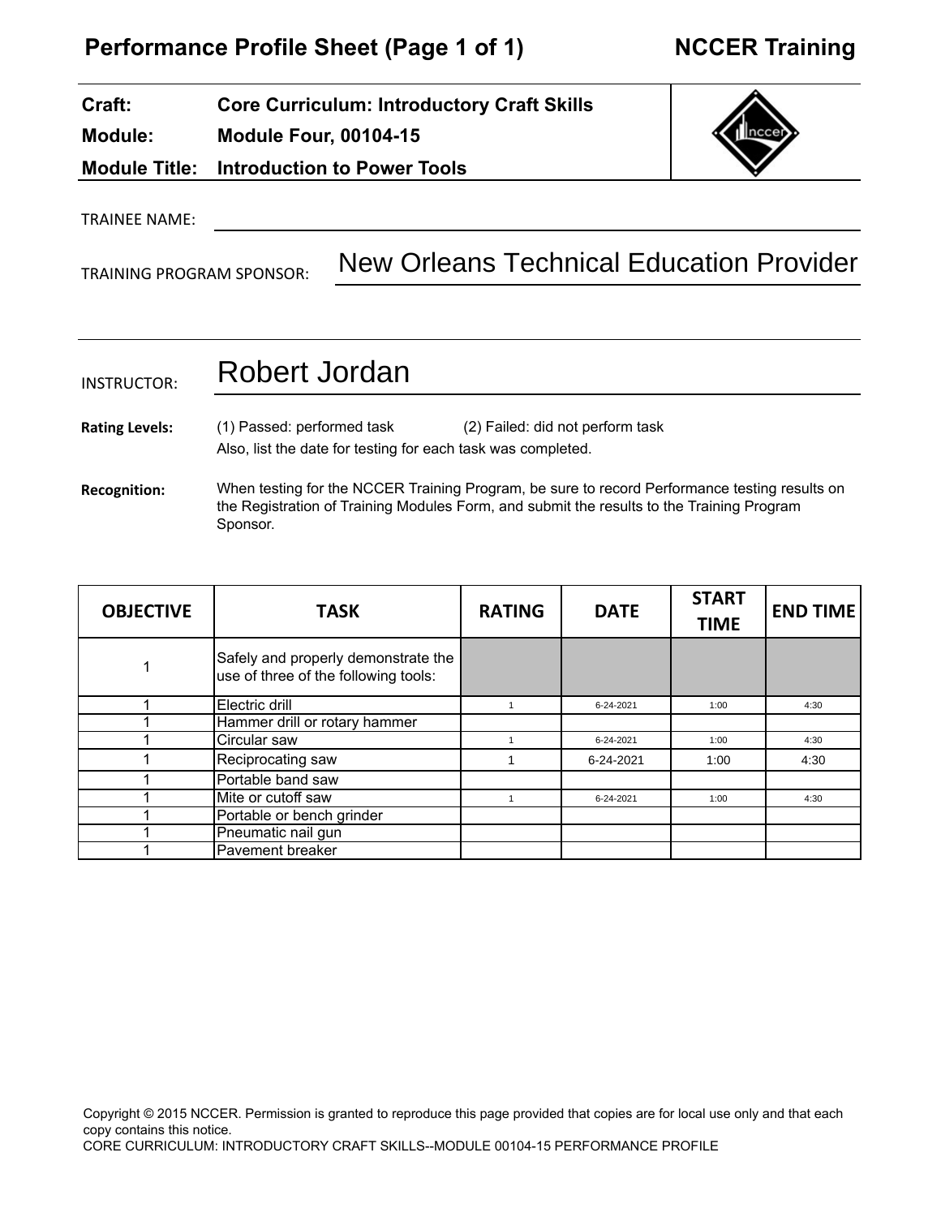# Performance Profile Sheet (Page 1 of 1) — NCCER Training

**Craft:** Core Curriculum: Introductory Craft Skills
**Module:** Module Four, 00104-15
**Module Title:** Introduction to Power Tools

TRAINEE NAME: ____________________

TRAINING PROGRAM SPONSOR: New Orleans Technical Education Provider

INSTRUCTOR: Robert Jordan

**Rating Levels:** (1) Passed: performed task (2) Failed: did not perform task
Also, list the date for testing for each task was completed.

**Recognition:** When testing for the NCCER Training Program, be sure to record Performance testing results on the Registration of Training Modules Form, and submit the results to the Training Program Sponsor.

| OBJECTIVE | TASK | RATING | DATE | START TIME | END TIME |
|---|---|---|---|---|---|
| 1 | Safely and properly demonstrate the use of three of the following tools: | | | | |
| 1 | Electric drill | 1 | 6-24-2021 | 1:00 | 4:30 |
| 1 | Hammer drill or rotary hammer | | | | |
| 1 | Circular saw | 1 | 6-24-2021 | 1:00 | 4:30 |
| 1 | Reciprocating saw | 1 | 6-24-2021 | 1:00 | 4:30 |
| 1 | Portable band saw | | | | |
| 1 | Mite or cutoff saw | 1 | 6-24-2021 | 1:00 | 4:30 |
| 1 | Portable or bench grinder | | | | |
| 1 | Pneumatic nail gun | | | | |
| 1 | Pavement breaker | | | | |

Copyright © 2015 NCCER. Permission is granted to reproduce this page provided that copies are for local use only and that each copy contains this notice.
CORE CURRICULUM: INTRODUCTORY CRAFT SKILLS--MODULE 00104-15 PERFORMANCE PROFILE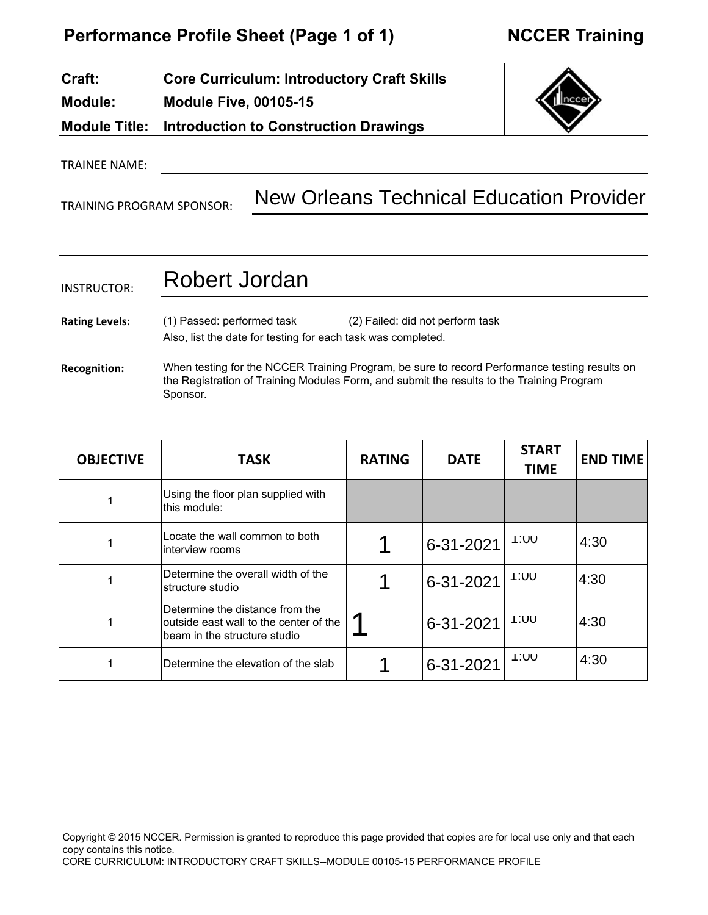## Performance Profile Sheet (Page 1 of 1) — NCCER Training

| | |
|---|---|
| **Craft:** | **Core Curriculum: Introductory Craft Skills** |
| **Module:** | **Module Five, 00105-15** |
| **Module Title:** | **Introduction to Construction Drawings** |

TRAINEE NAME: ____________________

TRAINING PROGRAM SPONSOR: New Orleans Technical Education Provider

INSTRUCTOR: Robert Jordan

**Rating Levels:** (1) Passed: performed task (2) Failed: did not perform task
Also, list the date for testing for each task was completed.

**Recognition:** When testing for the NCCER Training Program, be sure to record Performance testing results on the Registration of Training Modules Form, and submit the results to the Training Program Sponsor.

| OBJECTIVE | TASK | RATING | DATE | START TIME | END TIME |
|---|---|---|---|---|---|
| 1 | Using the floor plan supplied with this module: | | | | |
| 1 | Locate the wall common to both interview rooms | 1 | 6-31-2021 | 1:00 | 4:30 |
| 1 | Determine the overall width of the structure studio | 1 | 6-31-2021 | 1:00 | 4:30 |
| 1 | Determine the distance from the outside east wall to the center of the beam in the structure studio | 1 | 6-31-2021 | 1:00 | 4:30 |
| 1 | Determine the elevation of the slab | 1 | 6-31-2021 | 1:00 | 4:30 |

Copyright © 2015 NCCER. Permission is granted to reproduce this page provided that copies are for local use only and that each copy contains this notice.
CORE CURRICULUM: INTRODUCTORY CRAFT SKILLS--MODULE 00105-15 PERFORMANCE PROFILE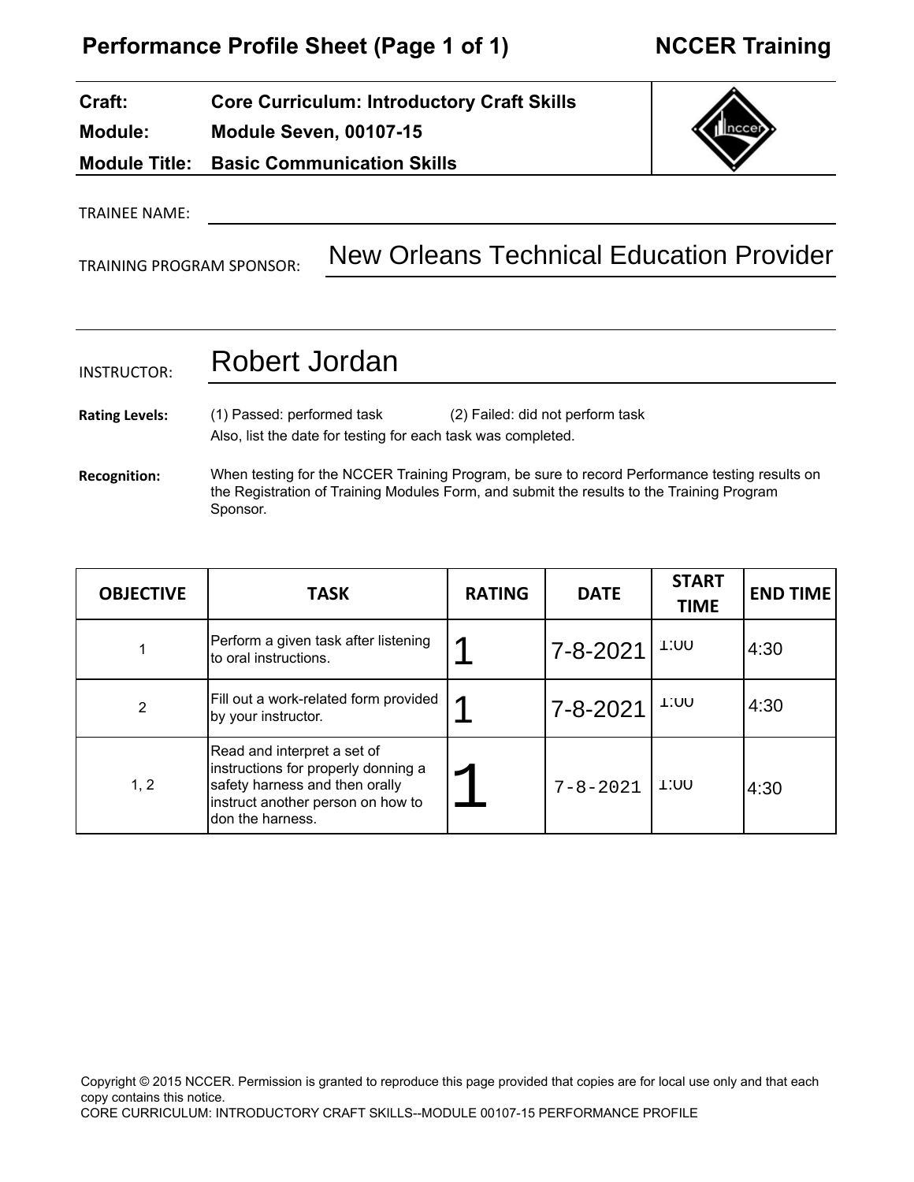# Performance Profile Sheet (Page 1 of 1) — NCCER Training

| | |
|---|---|
| **Craft:** | **Core Curriculum: Introductory Craft Skills** |
| **Module:** | **Module Seven, 00107-15** |
| **Module Title:** | **Basic Communication Skills** |

TRAINEE NAME: 

TRAINING PROGRAM SPONSOR: New Orleans Technical Education Provider

INSTRUCTOR: Robert Jordan

**Rating Levels:** (1) Passed: performed task (2) Failed: did not perform task
Also, list the date for testing for each task was completed.

**Recognition:** When testing for the NCCER Training Program, be sure to record Performance testing results on the Registration of Training Modules Form, and submit the results to the Training Program Sponsor.

| OBJECTIVE | TASK | RATING | DATE | START TIME | END TIME |
|---|---|---|---|---|---|
| 1 | Perform a given task after listening to oral instructions. | 1 | 7-8-2021 | 1:00 | 4:30 |
| 2 | Fill out a work-related form provided by your instructor. | 1 | 7-8-2021 | 1:00 | 4:30 |
| 1, 2 | Read and interpret a set of instructions for properly donning a safety harness and then orally instruct another person on how to don the harness. | 1 | 7-8-2021 | 1:00 | 4:30 |

Copyright © 2015 NCCER. Permission is granted to reproduce this page provided that copies are for local use only and that each copy contains this notice.
CORE CURRICULUM: INTRODUCTORY CRAFT SKILLS--MODULE 00107-15 PERFORMANCE PROFILE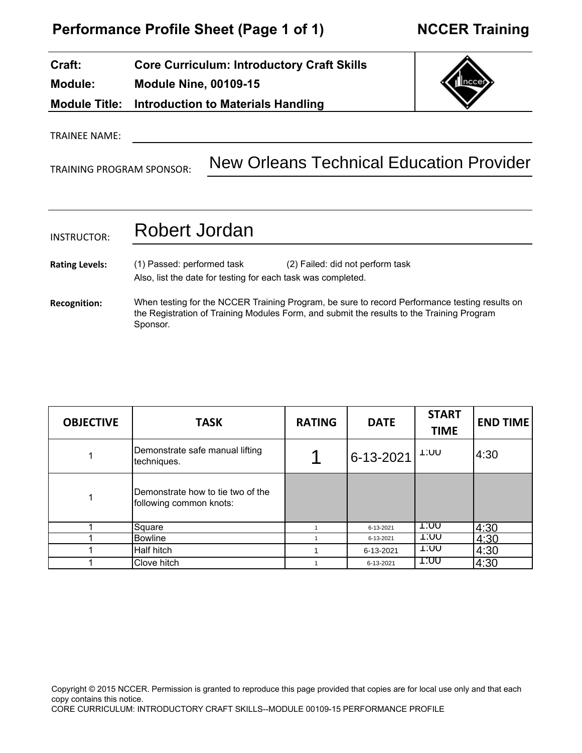# Performance Profile Sheet (Page 1 of 1)

**NCCER Training**

| | |
|---|---|
| **Craft:** | **Core Curriculum: Introductory Craft Skills** |
| **Module:** | **Module Nine, 00109-15** |
| **Module Title:** | **Introduction to Materials Handling** |

TRAINEE NAME: 

TRAINING PROGRAM SPONSOR: New Orleans Technical Education Provider

INSTRUCTOR: Robert Jordan

**Rating Levels:** (1) Passed: performed task (2) Failed: did not perform task
Also, list the date for testing for each task was completed.

**Recognition:** When testing for the NCCER Training Program, be sure to record Performance testing results on the Registration of Training Modules Form, and submit the results to the Training Program Sponsor.

| OBJECTIVE | TASK | RATING | DATE | START TIME | END TIME |
|---|---|---|---|---|---|
| 1 | Demonstrate safe manual lifting techniques. | 1 | 6-13-2021 | 1:00 | 4:30 |
| 1 | Demonstrate how to tie two of the following common knots: | | | | |
| 1 | Square | 1 | 6-13-2021 | 1:00 | 4:30 |
| 1 | Bowline | 1 | 6-13-2021 | 1:00 | 4:30 |
| 1 | Half hitch | 1 | 6-13-2021 | 1:00 | 4:30 |
| 1 | Clove hitch | 1 | 6-13-2021 | 1:00 | 4:30 |

Copyright © 2015 NCCER. Permission is granted to reproduce this page provided that copies are for local use only and that each copy contains this notice.
CORE CURRICULUM: INTRODUCTORY CRAFT SKILLS--MODULE 00109-15 PERFORMANCE PROFILE